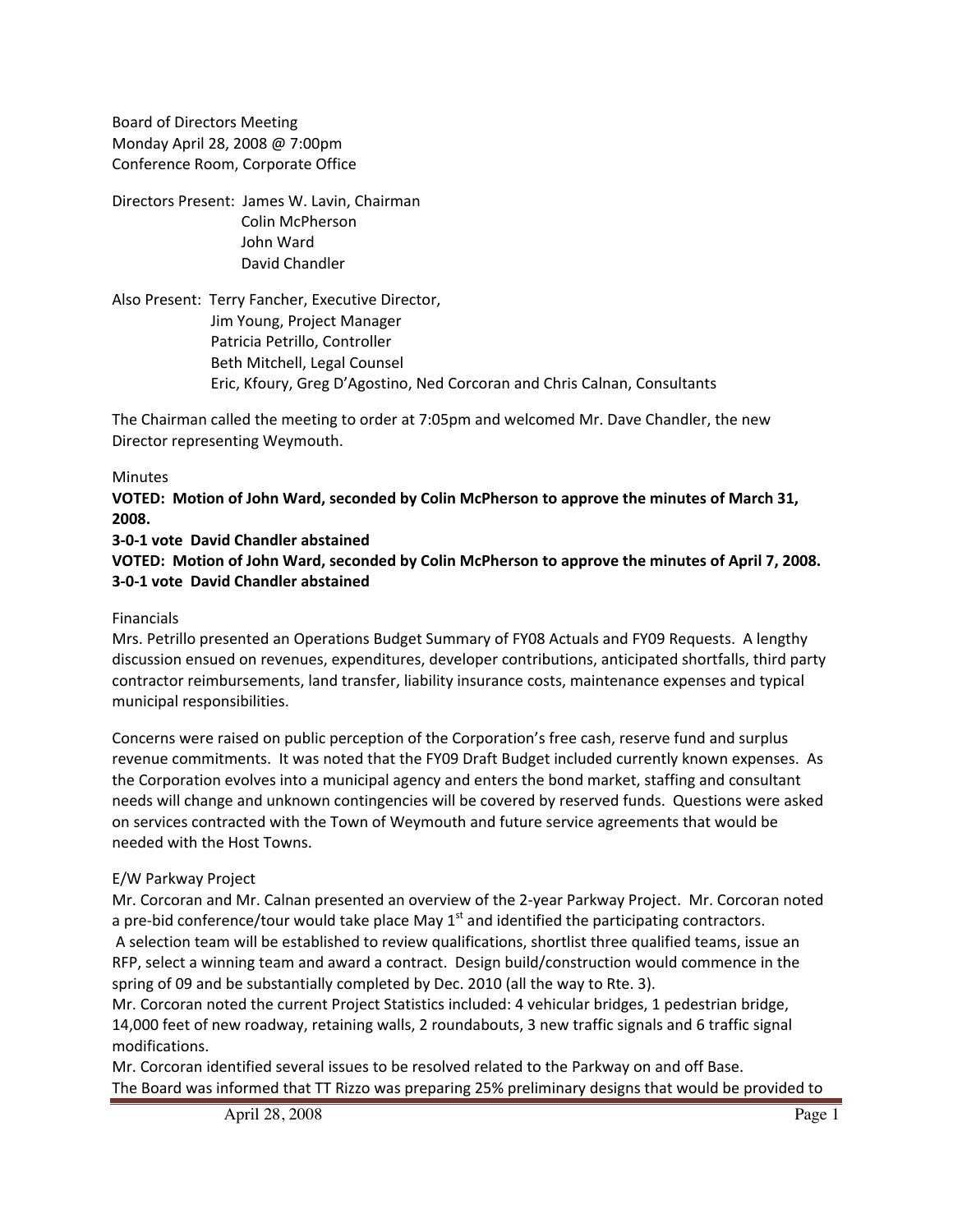Board of Directors Meeting
Monday April 28, 2008 @ 7:00pm
Conference Room, Corporate Office

Directors Present: James W. Lavin, Chairman
Colin McPherson
John Ward
David Chandler

Also Present: Terry Fancher, Executive Director,
Jim Young, Project Manager
Patricia Petrillo, Controller
Beth Mitchell, Legal Counsel
Eric, Kfoury, Greg D'Agostino, Ned Corcoran and Chris Calnan, Consultants

The Chairman called the meeting to order at 7:05pm and welcomed Mr. Dave Chandler, the new Director representing Weymouth.

Minutes

**VOTED: Motion of John Ward, seconded by Colin McPherson to approve the minutes of March 31, 2008.**

**3-0-1 vote David Chandler abstained**

**VOTED: Motion of John Ward, seconded by Colin McPherson to approve the minutes of April 7, 2008.**

**3-0-1 vote David Chandler abstained**

Financials

Mrs. Petrillo presented an Operations Budget Summary of FY08 Actuals and FY09 Requests. A lengthy discussion ensued on revenues, expenditures, developer contributions, anticipated shortfalls, third party contractor reimbursements, land transfer, liability insurance costs, maintenance expenses and typical municipal responsibilities.

Concerns were raised on public perception of the Corporation's free cash, reserve fund and surplus revenue commitments. It was noted that the FY09 Draft Budget included currently known expenses. As the Corporation evolves into a municipal agency and enters the bond market, staffing and consultant needs will change and unknown contingencies will be covered by reserved funds. Questions were asked on services contracted with the Town of Weymouth and future service agreements that would be needed with the Host Towns.

E/W Parkway Project

Mr. Corcoran and Mr. Calnan presented an overview of the 2-year Parkway Project. Mr. Corcoran noted a pre-bid conference/tour would take place May 1st and identified the participating contractors. A selection team will be established to review qualifications, shortlist three qualified teams, issue an RFP, select a winning team and award a contract. Design build/construction would commence in the spring of 09 and be substantially completed by Dec. 2010 (all the way to Rte. 3).

Mr. Corcoran noted the current Project Statistics included: 4 vehicular bridges, 1 pedestrian bridge, 14,000 feet of new roadway, retaining walls, 2 roundabouts, 3 new traffic signals and 6 traffic signal modifications.

Mr. Corcoran identified several issues to be resolved related to the Parkway on and off Base.

The Board was informed that TT Rizzo was preparing 25% preliminary designs that would be provided to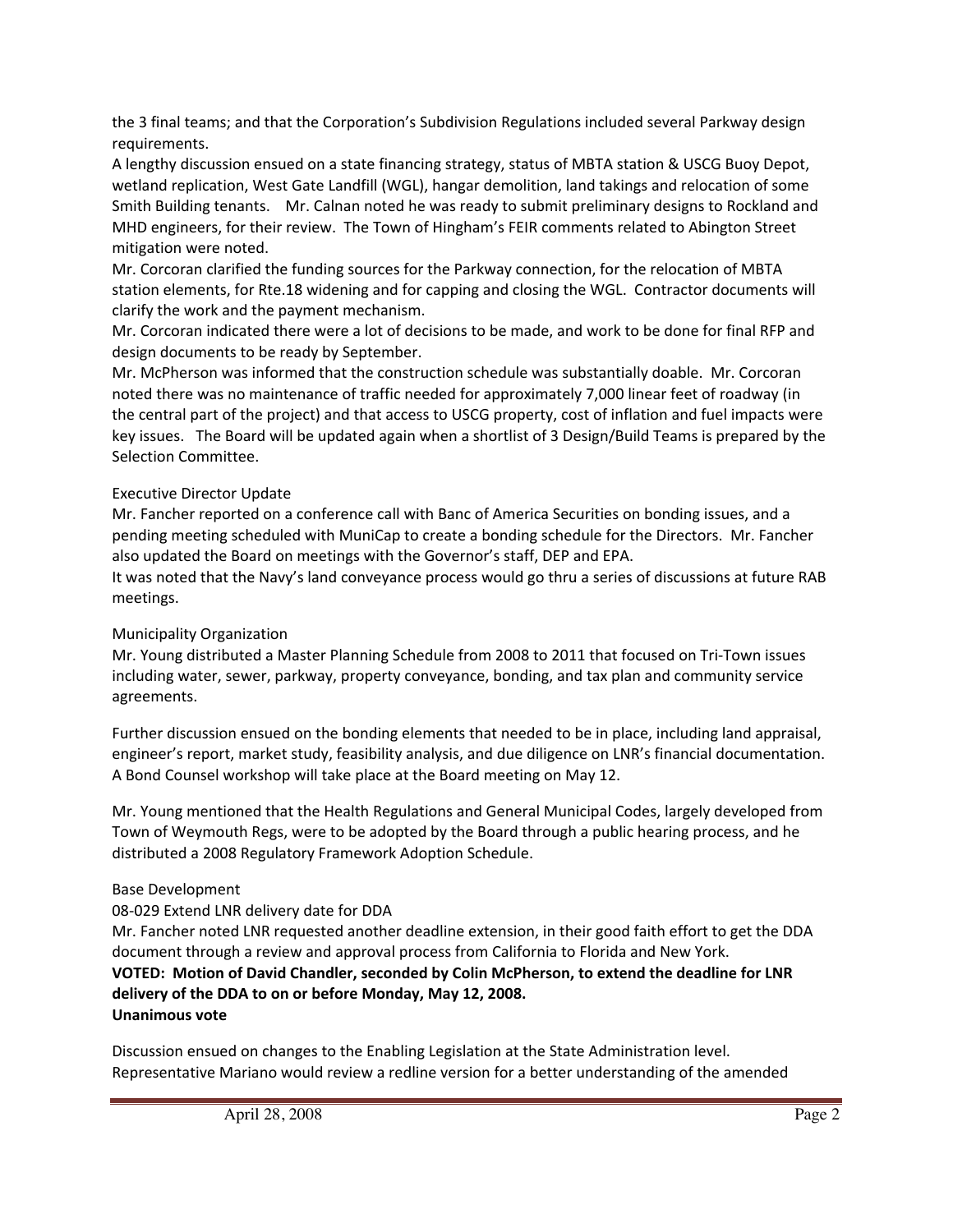the 3 final teams; and that the Corporation's Subdivision Regulations included several Parkway design requirements.

A lengthy discussion ensued on a state financing strategy, status of MBTA station & USCG Buoy Depot, wetland replication, West Gate Landfill (WGL), hangar demolition, land takings and relocation of some Smith Building tenants. Mr. Calnan noted he was ready to submit preliminary designs to Rockland and MHD engineers, for their review. The Town of Hingham's FEIR comments related to Abington Street mitigation were noted.

Mr. Corcoran clarified the funding sources for the Parkway connection, for the relocation of MBTA station elements, for Rte.18 widening and for capping and closing the WGL. Contractor documents will clarify the work and the payment mechanism.

Mr. Corcoran indicated there were a lot of decisions to be made, and work to be done for final RFP and design documents to be ready by September.

Mr. McPherson was informed that the construction schedule was substantially doable. Mr. Corcoran noted there was no maintenance of traffic needed for approximately 7,000 linear feet of roadway (in the central part of the project) and that access to USCG property, cost of inflation and fuel impacts were key issues. The Board will be updated again when a shortlist of 3 Design/Build Teams is prepared by the Selection Committee.

Executive Director Update

Mr. Fancher reported on a conference call with Banc of America Securities on bonding issues, and a pending meeting scheduled with MuniCap to create a bonding schedule for the Directors. Mr. Fancher also updated the Board on meetings with the Governor's staff, DEP and EPA.

It was noted that the Navy's land conveyance process would go thru a series of discussions at future RAB meetings.

Municipality Organization

Mr. Young distributed a Master Planning Schedule from 2008 to 2011 that focused on Tri-Town issues including water, sewer, parkway, property conveyance, bonding, and tax plan and community service agreements.

Further discussion ensued on the bonding elements that needed to be in place, including land appraisal, engineer's report, market study, feasibility analysis, and due diligence on LNR's financial documentation. A Bond Counsel workshop will take place at the Board meeting on May 12.

Mr. Young mentioned that the Health Regulations and General Municipal Codes, largely developed from Town of Weymouth Regs, were to be adopted by the Board through a public hearing process, and he distributed a 2008 Regulatory Framework Adoption Schedule.

Base Development

08-029 Extend LNR delivery date for DDA

Mr. Fancher noted LNR requested another deadline extension, in their good faith effort to get the DDA document through a review and approval process from California to Florida and New York.

**VOTED: Motion of David Chandler, seconded by Colin McPherson, to extend the deadline for LNR delivery of the DDA to on or before Monday, May 12, 2008.**
**Unanimous vote**

Discussion ensued on changes to the Enabling Legislation at the State Administration level. Representative Mariano would review a redline version for a better understanding of the amended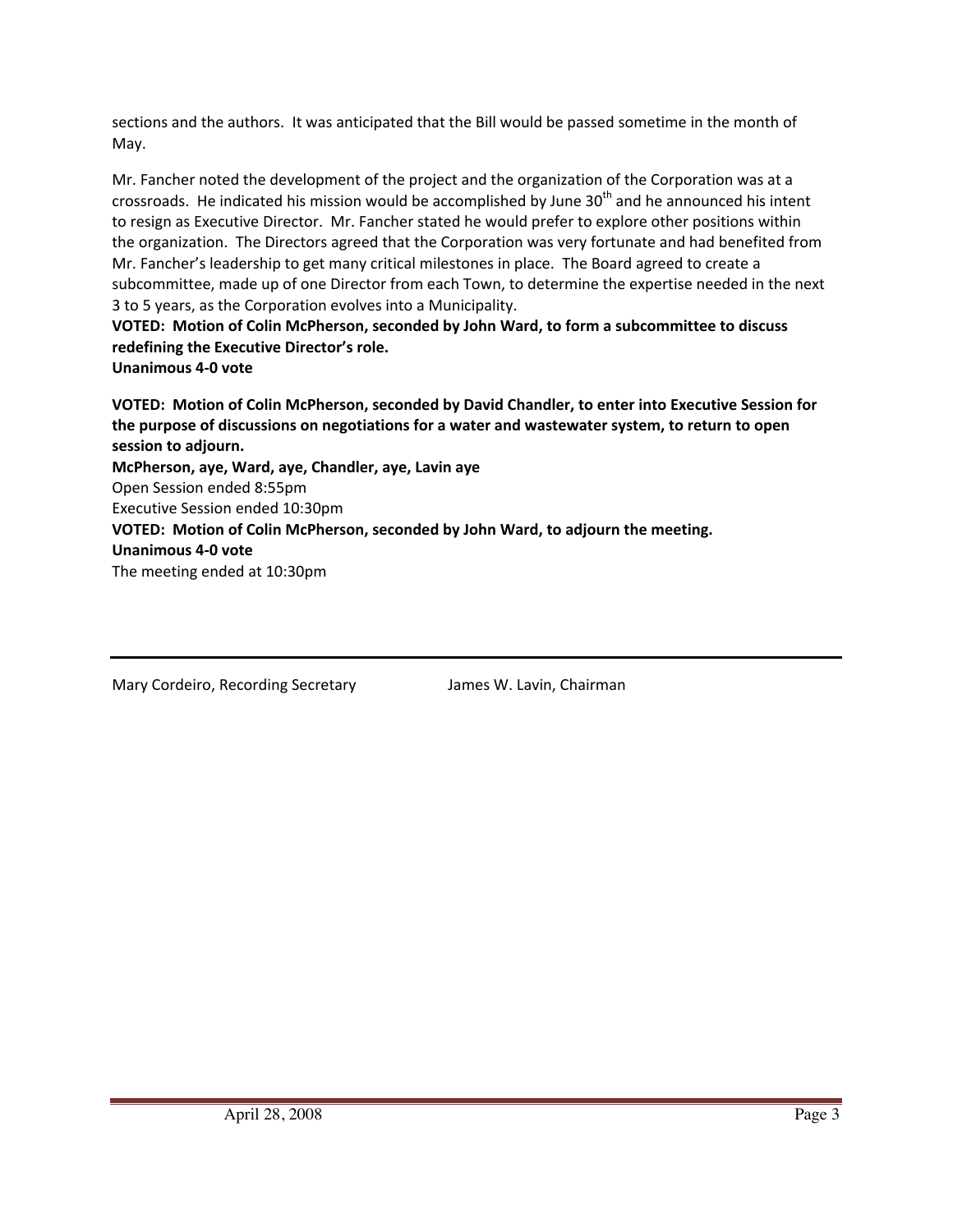sections and the authors. It was anticipated that the Bill would be passed sometime in the month of May.

Mr. Fancher noted the development of the project and the organization of the Corporation was at a crossroads. He indicated his mission would be accomplished by June 30th and he announced his intent to resign as Executive Director. Mr. Fancher stated he would prefer to explore other positions within the organization. The Directors agreed that the Corporation was very fortunate and had benefited from Mr. Fancher's leadership to get many critical milestones in place. The Board agreed to create a subcommittee, made up of one Director from each Town, to determine the expertise needed in the next 3 to 5 years, as the Corporation evolves into a Municipality.

**VOTED: Motion of Colin McPherson, seconded by John Ward, to form a subcommittee to discuss redefining the Executive Director's role.**
**Unanimous 4-0 vote**

**VOTED: Motion of Colin McPherson, seconded by David Chandler, to enter into Executive Session for the purpose of discussions on negotiations for a water and wastewater system, to return to open session to adjourn.**
**McPherson, aye, Ward, aye, Chandler, aye, Lavin aye**
Open Session ended 8:55pm
Executive Session ended 10:30pm
**VOTED: Motion of Colin McPherson, seconded by John Ward, to adjourn the meeting.**
**Unanimous 4-0 vote**
The meeting ended at 10:30pm

Mary Cordeiro, Recording Secretary James W. Lavin, Chairman